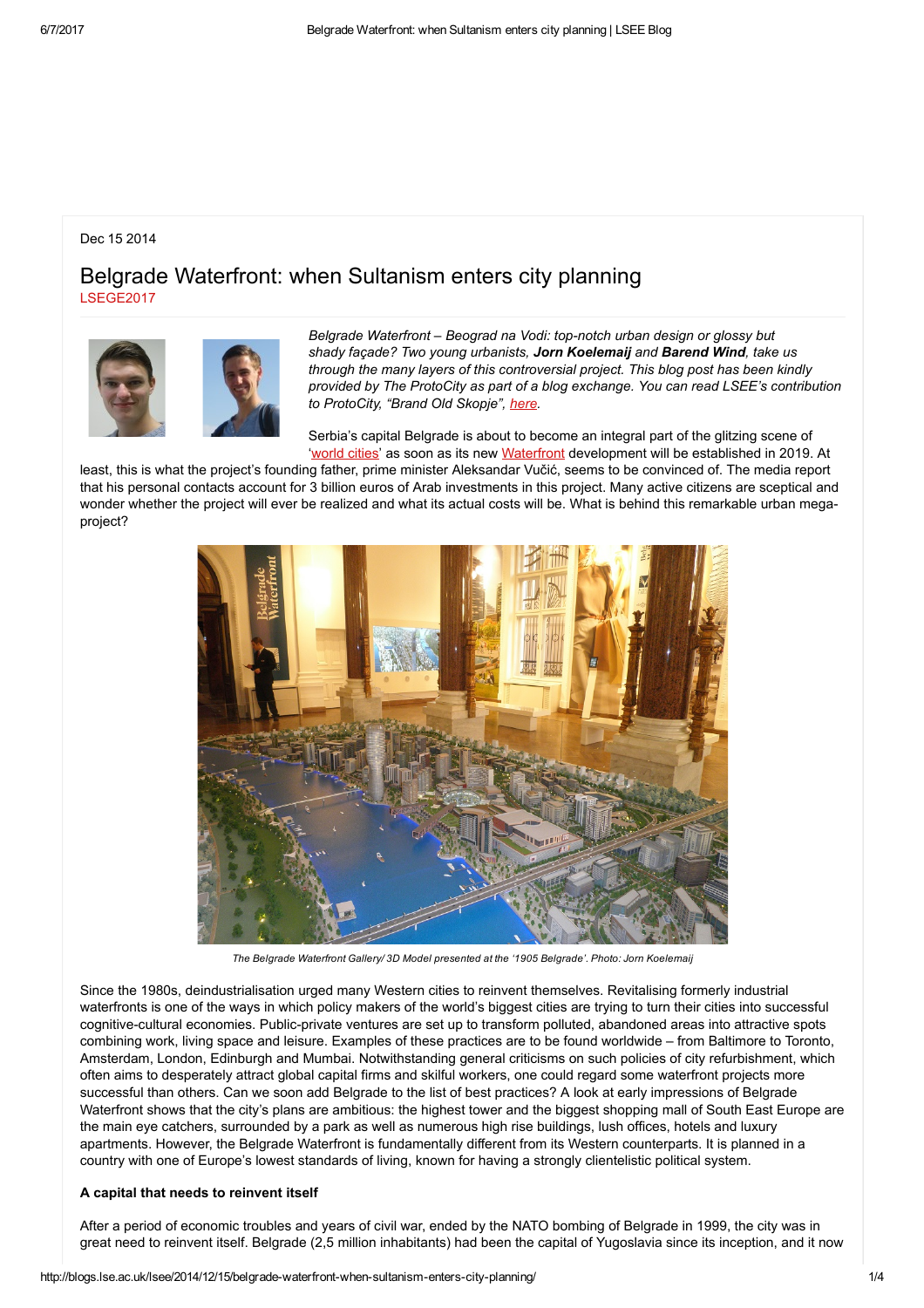Dec 15 2014

# Belgrade Waterfront: when Sultanism enters city planning

LSEGE2017

*Belgrade Waterfront – Beograd na Vodi: top-notch urban design or glossy but shady façade? Two young urbanists, **Jorn Koelemaij** and **Barend Wind**, take us through the many layers of this controversial project. This blog post has been kindly provided by The ProtoCity as part of a blog exchange. You can read LSEE's contribution to ProtoCity, "Brand Old Skopje", here.*

Serbia's capital Belgrade is about to become an integral part of the glitzing scene of 'world cities' as soon as its new Waterfront development will be established in 2019. At least, this is what the project's founding father, prime minister Aleksandar Vučić, seems to be convinced of. The media report that his personal contacts account for 3 billion euros of Arab investments in this project. Many active citizens are sceptical and wonder whether the project will ever be realized and what its actual costs will be. What is behind this remarkable urban mega-project?

*The Belgrade Waterfront Gallery/ 3D Model presented at the '1905 Belgrade'. Photo: Jorn Koelemaij*

Since the 1980s, deindustrialisation urged many Western cities to reinvent themselves. Revitalising formerly industrial waterfronts is one of the ways in which policy makers of the world's biggest cities are trying to turn their cities into successful cognitive-cultural economies. Public-private ventures are set up to transform polluted, abandoned areas into attractive spots combining work, living space and leisure. Examples of these practices are to be found worldwide – from Baltimore to Toronto, Amsterdam, London, Edinburgh and Mumbai. Notwithstanding general criticisms on such policies of city refurbishment, which often aims to desperately attract global capital firms and skilful workers, one could regard some waterfront projects more successful than others. Can we soon add Belgrade to the list of best practices? A look at early impressions of Belgrade Waterfront shows that the city's plans are ambitious: the highest tower and the biggest shopping mall of South East Europe are the main eye catchers, surrounded by a park as well as numerous high rise buildings, lush offices, hotels and luxury apartments. However, the Belgrade Waterfront is fundamentally different from its Western counterparts. It is planned in a country with one of Europe's lowest standards of living, known for having a strongly clientelistic political system.

**A capital that needs to reinvent itself**

After a period of economic troubles and years of civil war, ended by the NATO bombing of Belgrade in 1999, the city was in great need to reinvent itself. Belgrade (2,5 million inhabitants) had been the capital of Yugoslavia since its inception, and it now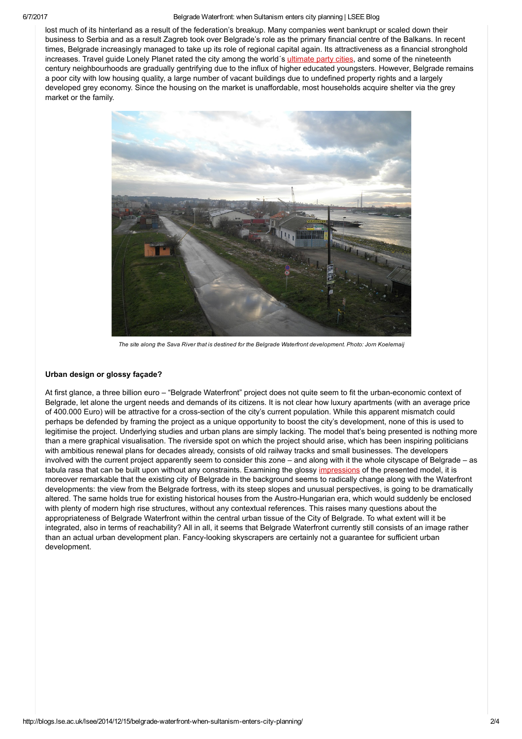lost much of its hinterland as a result of the federation's breakup. Many companies went bankrupt or scaled down their business to Serbia and as a result Zagreb took over Belgrade's role as the primary financial centre of the Balkans. In recent times, Belgrade increasingly managed to take up its role of regional capital again. Its attractiveness as a financial stronghold increases. Travel guide Lonely Planet rated the city among the world´s ultimate party cities, and some of the nineteenth century neighbourhoods are gradually gentrifying due to the influx of higher educated youngsters. However, Belgrade remains a poor city with low housing quality, a large number of vacant buildings due to undefined property rights and a largely developed grey economy. Since the housing on the market is unaffordable, most households acquire shelter via the grey market or the family.

*The site along the Sava River that is destined for the Belgrade Waterfront development. Photo: Jorn Koelemaij*

### Urban design or glossy façade?

At first glance, a three billion euro – "Belgrade Waterfront" project does not quite seem to fit the urban-economic context of Belgrade, let alone the urgent needs and demands of its citizens. It is not clear how luxury apartments (with an average price of 400.000 Euro) will be attractive for a cross-section of the city's current population. While this apparent mismatch could perhaps be defended by framing the project as a unique opportunity to boost the city's development, none of this is used to legitimise the project. Underlying studies and urban plans are simply lacking. The model that's being presented is nothing more than a mere graphical visualisation. The riverside spot on which the project should arise, which has been inspiring politicians with ambitious renewal plans for decades already, consists of old railway tracks and small businesses. The developers involved with the current project apparently seem to consider this zone – and along with it the whole cityscape of Belgrade – as tabula rasa that can be built upon without any constraints. Examining the glossy impressions of the presented model, it is moreover remarkable that the existing city of Belgrade in the background seems to radically change along with the Waterfront developments: the view from the Belgrade fortress, with its steep slopes and unusual perspectives, is going to be dramatically altered. The same holds true for existing historical houses from the Austro-Hungarian era, which would suddenly be enclosed with plenty of modern high rise structures, without any contextual references. This raises many questions about the appropriateness of Belgrade Waterfront within the central urban tissue of the City of Belgrade. To what extent will it be integrated, also in terms of reachability? All in all, it seems that Belgrade Waterfront currently still consists of an image rather than an actual urban development plan. Fancy-looking skyscrapers are certainly not a guarantee for sufficient urban development.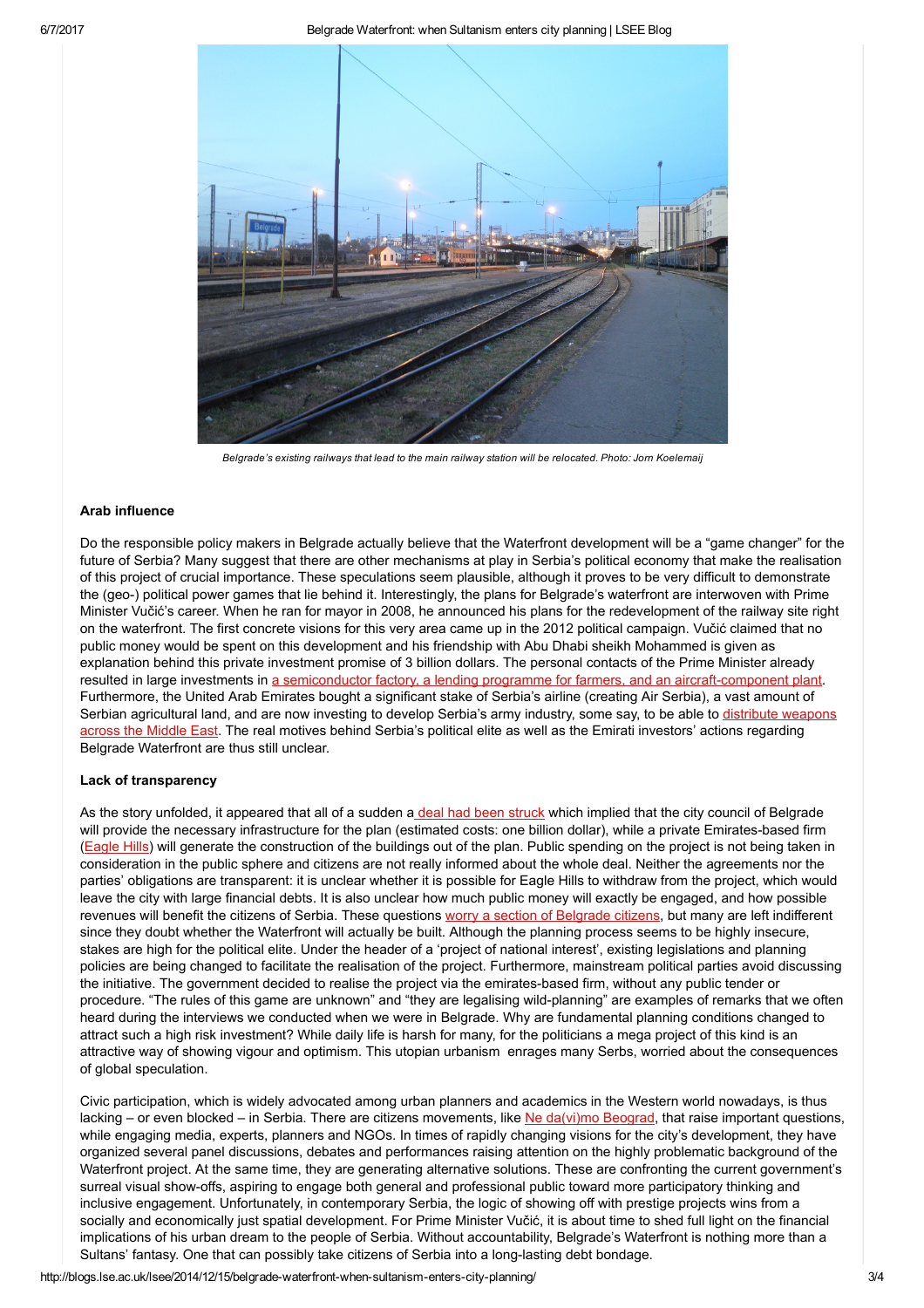*Belgrade's existing railways that lead to the main railway station will be relocated. Photo: Jorn Koelemaij*

### Arab influence

Do the responsible policy makers in Belgrade actually believe that the Waterfront development will be a "game changer" for the future of Serbia? Many suggest that there are other mechanisms at play in Serbia's political economy that make the realisation of this project of crucial importance. These speculations seem plausible, although it proves to be very difficult to demonstrate the (geo-) political power games that lie behind it. Interestingly, the plans for Belgrade's waterfront are interwoven with Prime Minister Vučić's career. When he ran for mayor in 2008, he announced his plans for the redevelopment of the railway site right on the waterfront. The first concrete visions for this very area came up in the 2012 political campaign. Vučić claimed that no public money would be spent on this development and his friendship with Abu Dhabi sheikh Mohammed is given as explanation behind this private investment promise of 3 billion dollars. The personal contacts of the Prime Minister already resulted in large investments in a semiconductor factory, a lending programme for farmers, and an aircraft-component plant. Furthermore, the United Arab Emirates bought a significant stake of Serbia's airline (creating Air Serbia), a vast amount of Serbian agricultural land, and are now investing to develop Serbia's army industry, some say, to be able to distribute weapons across the Middle East. The real motives behind Serbia's political elite as well as the Emirati investors' actions regarding Belgrade Waterfront are thus still unclear.

### Lack of transparency

As the story unfolded, it appeared that all of a sudden a deal had been struck which implied that the city council of Belgrade will provide the necessary infrastructure for the plan (estimated costs: one billion dollar), while a private Emirates-based firm (Eagle Hills) will generate the construction of the buildings out of the plan. Public spending on the project is not being taken in consideration in the public sphere and citizens are not really informed about the whole deal. Neither the agreements nor the parties' obligations are transparent: it is unclear whether it is possible for Eagle Hills to withdraw from the project, which would leave the city with large financial debts. It is also unclear how much public money will exactly be engaged, and how possible revenues will benefit the citizens of Serbia. These questions worry a section of Belgrade citizens, but many are left indifferent since they doubt whether the Waterfront will actually be built. Although the planning process seems to be highly insecure, stakes are high for the political elite. Under the header of a 'project of national interest', existing legislations and planning policies are being changed to facilitate the realisation of the project. Furthermore, mainstream political parties avoid discussing the initiative. The government decided to realise the project via the emirates-based firm, without any public tender or procedure. "The rules of this game are unknown" and "they are legalising wild-planning" are examples of remarks that we often heard during the interviews we conducted when we were in Belgrade. Why are fundamental planning conditions changed to attract such a high risk investment? While daily life is harsh for many, for the politicians a mega project of this kind is an attractive way of showing vigour and optimism. This utopian urbanism enrages many Serbs, worried about the consequences of global speculation.

Civic participation, which is widely advocated among urban planners and academics in the Western world nowadays, is thus lacking – or even blocked – in Serbia. There are citizens movements, like Ne da(vi)mo Beograd, that raise important questions, while engaging media, experts, planners and NGOs. In times of rapidly changing visions for the city's development, they have organized several panel discussions, debates and performances raising attention on the highly problematic background of the Waterfront project. At the same time, they are generating alternative solutions. These are confronting the current government's surreal visual show-offs, aspiring to engage both general and professional public toward more participatory thinking and inclusive engagement. Unfortunately, in contemporary Serbia, the logic of showing off with prestige projects wins from a socially and economically just spatial development. For Prime Minister Vučić, it is about time to shed full light on the financial implications of his urban dream to the people of Serbia. Without accountability, Belgrade's Waterfront is nothing more than a Sultans' fantasy. One that can possibly take citizens of Serbia into a long-lasting debt bondage.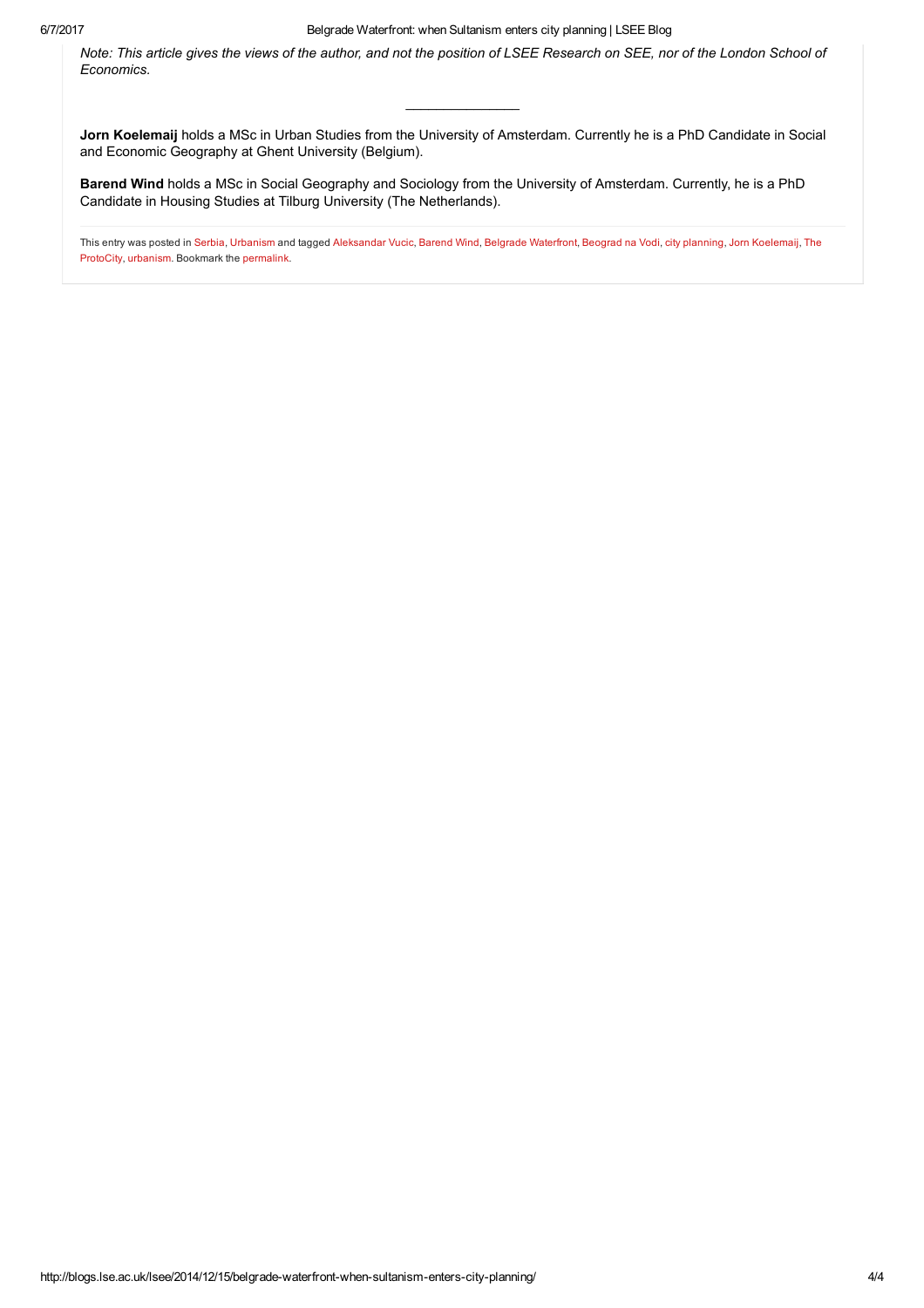*Note: This article gives the views of the author, and not the position of LSEE Research on SEE, nor of the London School of Economics.*

---

**Jorn Koelemaij** holds a MSc in Urban Studies from the University of Amsterdam. Currently he is a PhD Candidate in Social and Economic Geography at Ghent University (Belgium).

**Barend Wind** holds a MSc in Social Geography and Sociology from the University of Amsterdam. Currently, he is a PhD Candidate in Housing Studies at Tilburg University (The Netherlands).

This entry was posted in Serbia, Urbanism and tagged Aleksandar Vucic, Barend Wind, Belgrade Waterfront, Beograd na Vodi, city planning, Jorn Koelemaij, The ProtoCity, urbanism. Bookmark the permalink.